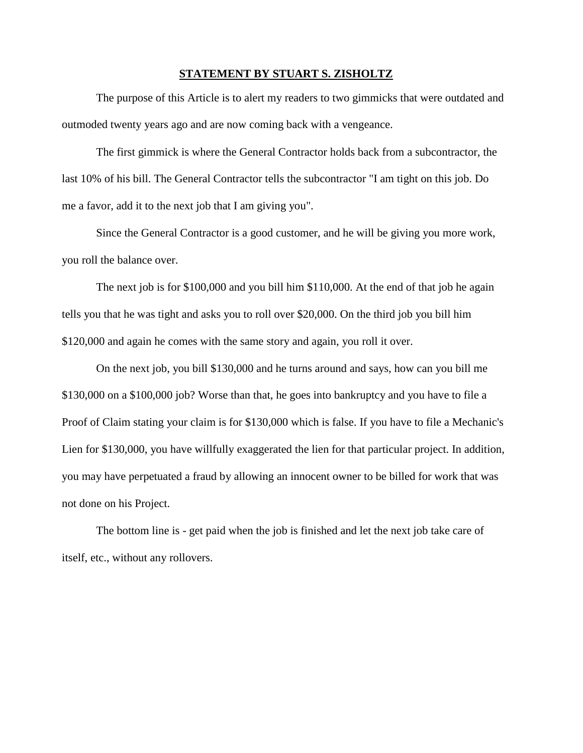# STATEMENT BY STUART S. ZISHOLTZ

The purpose of this Article is to alert my readers to two gimmicks that were outdated and outmoded twenty years ago and are now coming back with a vengeance.

The first gimmick is where the General Contractor holds back from a subcontractor, the last 10% of his bill. The General Contractor tells the subcontractor "I am tight on this job. Do me a favor, add it to the next job that I am giving you".

Since the General Contractor is a good customer, and he will be giving you more work, you roll the balance over.

The next job is for $100,000 and you bill him $110,000. At the end of that job he again tells you that he was tight and asks you to roll over $20,000. On the third job you bill him $120,000 and again he comes with the same story and again, you roll it over.

On the next job, you bill $130,000 and he turns around and says, how can you bill me $130,000 on a $100,000 job? Worse than that, he goes into bankruptcy and you have to file a Proof of Claim stating your claim is for $130,000 which is false. If you have to file a Mechanic's Lien for $130,000, you have willfully exaggerated the lien for that particular project. In addition, you may have perpetuated a fraud by allowing an innocent owner to be billed for work that was not done on his Project.

The bottom line is - get paid when the job is finished and let the next job take care of itself, etc., without any rollovers.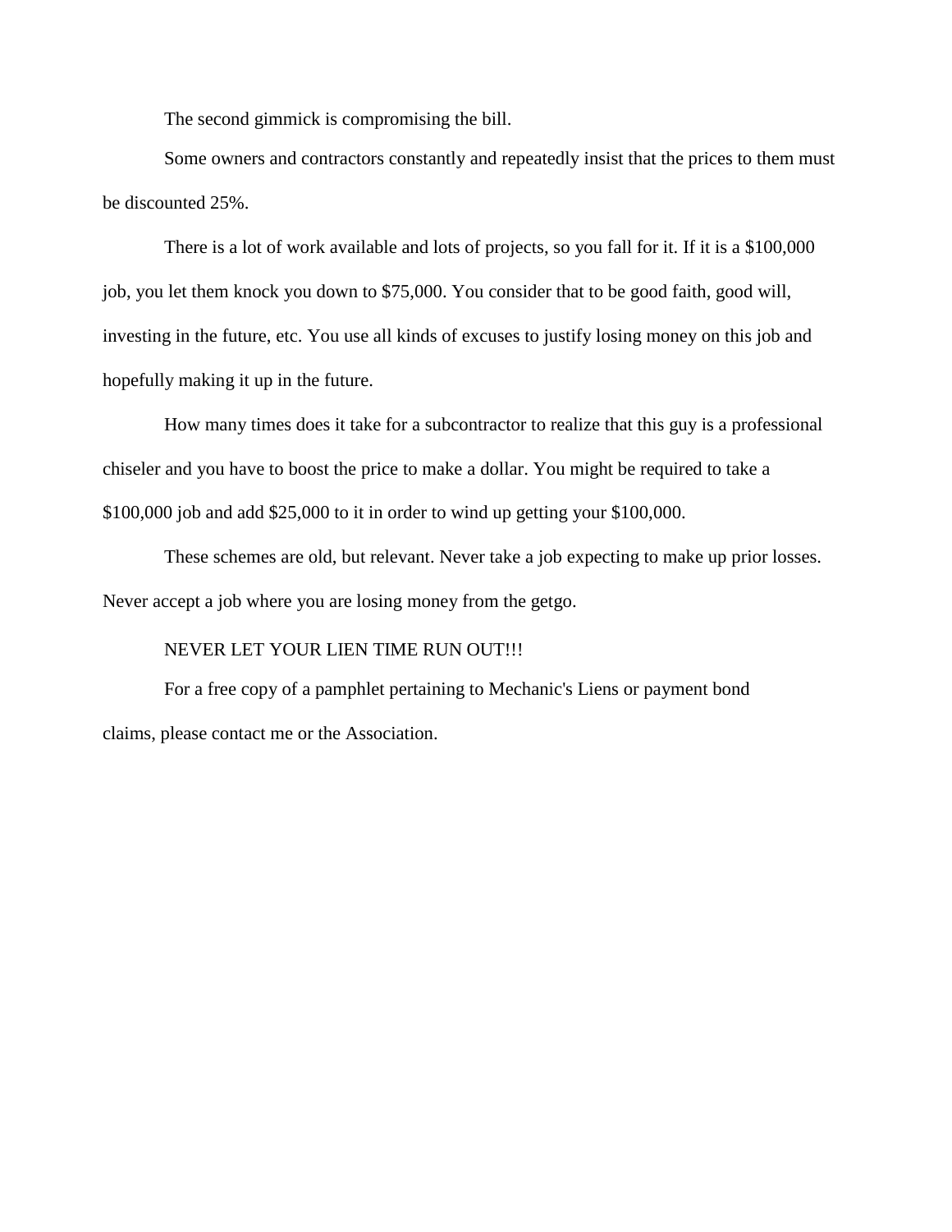The second gimmick is compromising the bill.

Some owners and contractors constantly and repeatedly insist that the prices to them must be discounted 25%.

There is a lot of work available and lots of projects, so you fall for it. If it is a $100,000 job, you let them knock you down to $75,000. You consider that to be good faith, good will, investing in the future, etc. You use all kinds of excuses to justify losing money on this job and hopefully making it up in the future.

How many times does it take for a subcontractor to realize that this guy is a professional chiseler and you have to boost the price to make a dollar. You might be required to take a $100,000 job and add $25,000 to it in order to wind up getting your $100,000.

These schemes are old, but relevant. Never take a job expecting to make up prior losses. Never accept a job where you are losing money from the getgo.

NEVER LET YOUR LIEN TIME RUN OUT!!!

For a free copy of a pamphlet pertaining to Mechanic's Liens or payment bond claims, please contact me or the Association.